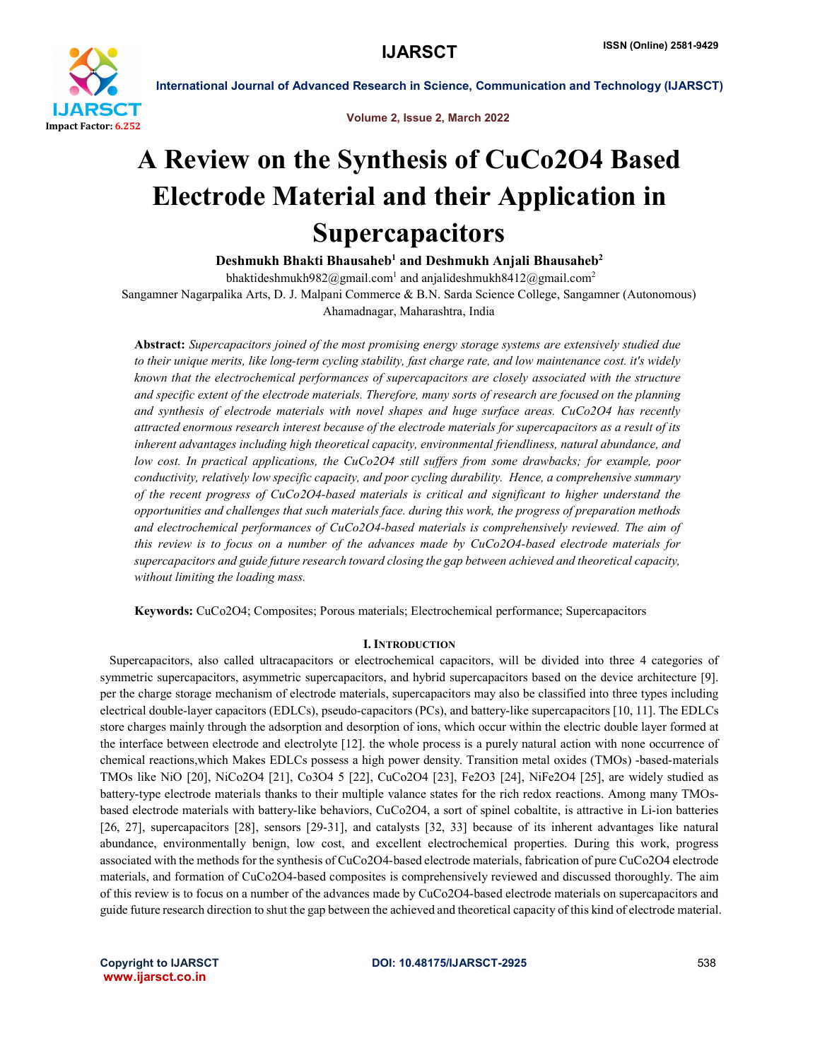# A Review on the Synthesis of $CuCo_2O_4$ Based Electrode Material and their Application in Supercapacitors

**Deshmukh Bhakti Bhausaheb[1] and Deshmukh Anjali Bhausaheb[2]**

bhaktideshmukh982@gmail.com[1] and anjalideshmukh8412@gmail.com[2]

Sangamner Nagarpalika Arts, D. J. Malpani Commerce & B.N. Sarda Science College, Sangamner (Autonomous) Ahamadnagar, Maharashtra, India

**Abstract:** *Supercapacitors joined of the most promising energy storage systems are extensively studied due to their unique merits, like long-term cycling stability, fast charge rate, and low maintenance cost. it's widely known that the electrochemical performances of supercapacitors are closely associated with the structure and specific extent of the electrode materials. Therefore, many sorts of research are focused on the planning and synthesis of electrode materials with novel shapes and huge surface areas. $CuCo_2O_4$ has recently attracted enormous research interest because of the electrode materials for supercapacitors as a result of its inherent advantages including high theoretical capacity, environmental friendliness, natural abundance, and low cost. In practical applications, the $CuCo_2O_4$ still suffers from some drawbacks; for example, poor conductivity, relatively low specific capacity, and poor cycling durability. Hence, a comprehensive summary of the recent progress of $CuCo_2O_4$-based materials is critical and significant to higher understand the opportunities and challenges that such materials face. during this work, the progress of preparation methods and electrochemical performances of $CuCo_2O_4$-based materials is comprehensively reviewed. The aim of this review is to focus on a number of the advances made by $CuCo_2O_4$-based electrode materials for supercapacitors and guide future research toward closing the gap between achieved and theoretical capacity, without limiting the loading mass.*

**Keywords:** $CuCo_2O_4$; Composites; Porous materials; Electrochemical performance; Supercapacitors

## I. Introduction

Supercapacitors, also called ultracapacitors or electrochemical capacitors, will be divided into three 4 categories of symmetric supercapacitors, asymmetric supercapacitors, and hybrid supercapacitors based on the device architecture [9]. per the charge storage mechanism of electrode materials, supercapacitors may also be classified into three types including electrical double-layer capacitors (EDLCs), pseudo-capacitors (PCs), and battery-like supercapacitors [10, 11]. The EDLCs store charges mainly through the adsorption and desorption of ions, which occur within the electric double layer formed at the interface between electrode and electrolyte [12]. the whole process is a purely natural action with none occurrence of chemical reactions,which Makes EDLCs possess a high power density. Transition metal oxides (TMOs) -based-materials TMOs like NiO [20], $NiCo_2O_4$ [21], $Co_3O_4$ 5 [22], $CuCo_2O_4$ [23], $Fe_2O_3$ [24], $NiFe_2O_4$ [25], are widely studied as battery-type electrode materials thanks to their multiple valance states for the rich redox reactions. Among many TMOs-based electrode materials with battery-like behaviors, $CuCo_2O_4$, a sort of spinel cobaltite, is attractive in Li-ion batteries [26, 27], supercapacitors [28], sensors [29-31], and catalysts [32, 33] because of its inherent advantages like natural abundance, environmentally benign, low cost, and excellent electrochemical properties. During this work, progress associated with the methods for the synthesis of $CuCo_2O_4$-based electrode materials, fabrication of pure $CuCo_2O_4$ electrode materials, and formation of $CuCo_2O_4$-based composites is comprehensively reviewed and discussed thoroughly. The aim of this review is to focus on a number of the advances made by $CuCo_2O_4$-based electrode materials on supercapacitors and guide future research direction to shut the gap between the achieved and theoretical capacity of this kind of electrode material.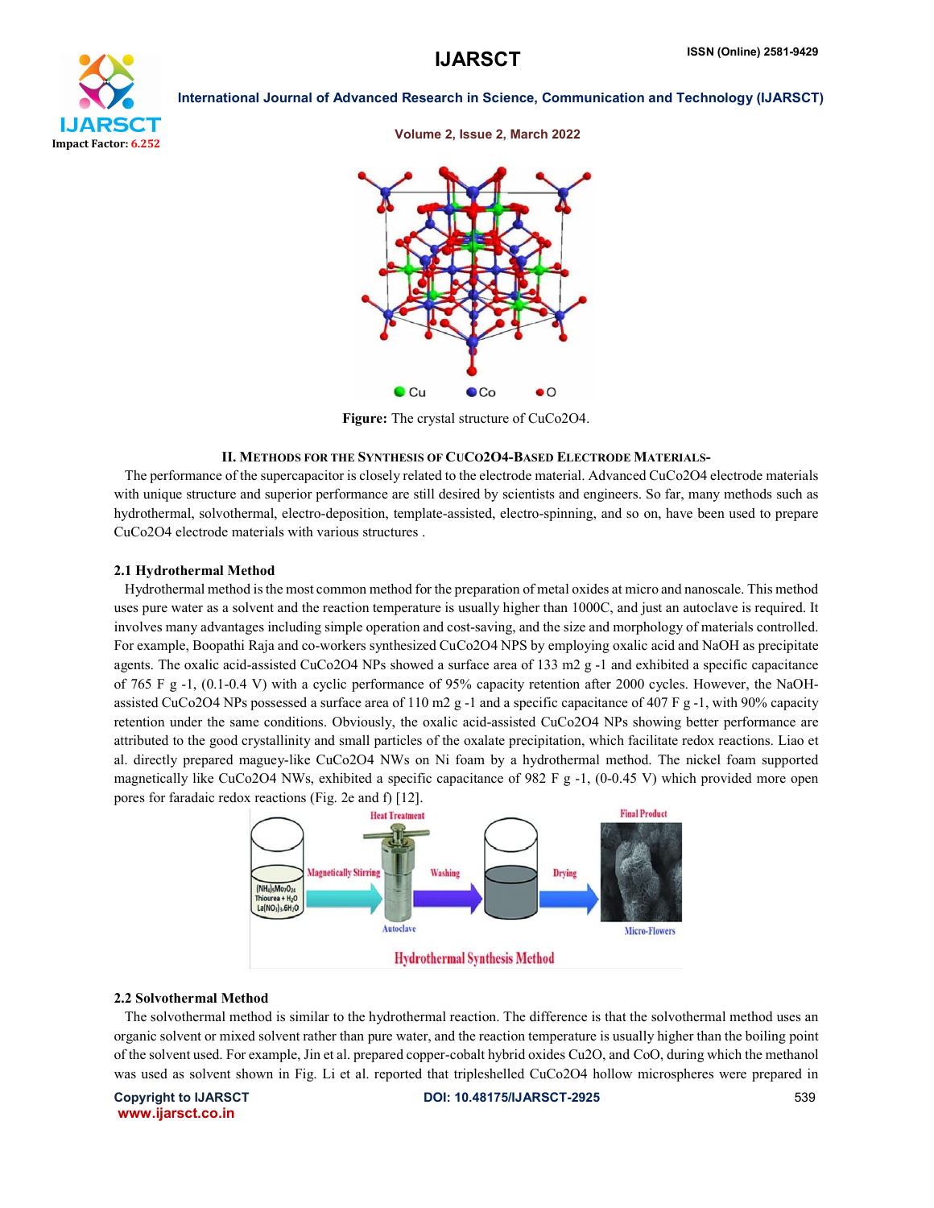Figure: The crystal structure of $CuCo_2O_4$.

## II. Methods for the Synthesis of $CuCo_2O_4$-Based Electrode Materials-

The performance of the supercapacitor is closely related to the electrode material. Advanced $CuCo_2O_4$ electrode materials with unique structure and superior performance are still desired by scientists and engineers. So far, many methods such as hydrothermal, solvothermal, electro-deposition, template-assisted, electro-spinning, and so on, have been used to prepare $CuCo_2O_4$ electrode materials with various structures .

### 2.1 Hydrothermal Method

Hydrothermal method is the most common method for the preparation of metal oxides at micro and nanoscale. This method uses pure water as a solvent and the reaction temperature is usually higher than 1000C, and just an autoclave is required. It involves many advantages including simple operation and cost-saving, and the size and morphology of materials controlled. For example, Boopathi Raja and co-workers synthesized $CuCo_2O_4$ NPS by employing oxalic acid and NaOH as precipitate agents. The oxalic acid-assisted $CuCo_2O_4$ NPs showed a surface area of 133 $m^2$ $g^{-1}$ and exhibited a specific capacitance of 765 F $g^{-1}$, (0.1-0.4 V) with a cyclic performance of 95% capacity retention after 2000 cycles. However, the NaOH-assisted $CuCo_2O_4$ NPs possessed a surface area of 110 $m^2$ $g^{-1}$ and a specific capacitance of 407 F $g^{-1}$, with 90% capacity retention under the same conditions. Obviously, the oxalic acid-assisted $CuCo_2O_4$ NPs showing better performance are attributed to the good crystallinity and small particles of the oxalate precipitation, which facilitate redox reactions. Liao et al. directly prepared maguey-like $CuCo_2O_4$ NWs on Ni foam by a hydrothermal method. The nickel foam supported magnetically like $CuCo_2O_4$ NWs, exhibited a specific capacitance of 982 F $g^{-1}$, (0-0.45 V) which provided more open pores for faradaic redox reactions (Fig. 2e and f) [12].

### 2.2 Solvothermal Method

The solvothermal method is similar to the hydrothermal reaction. The difference is that the solvothermal method uses an organic solvent or mixed solvent rather than pure water, and the reaction temperature is usually higher than the boiling point of the solvent used. For example, Jin et al. prepared copper-cobalt hybrid oxides $Cu_2O$, and CoO, during which the methanol was used as solvent shown in Fig. Li et al. reported that tripleshelled $CuCo_2O_4$ hollow microspheres were prepared in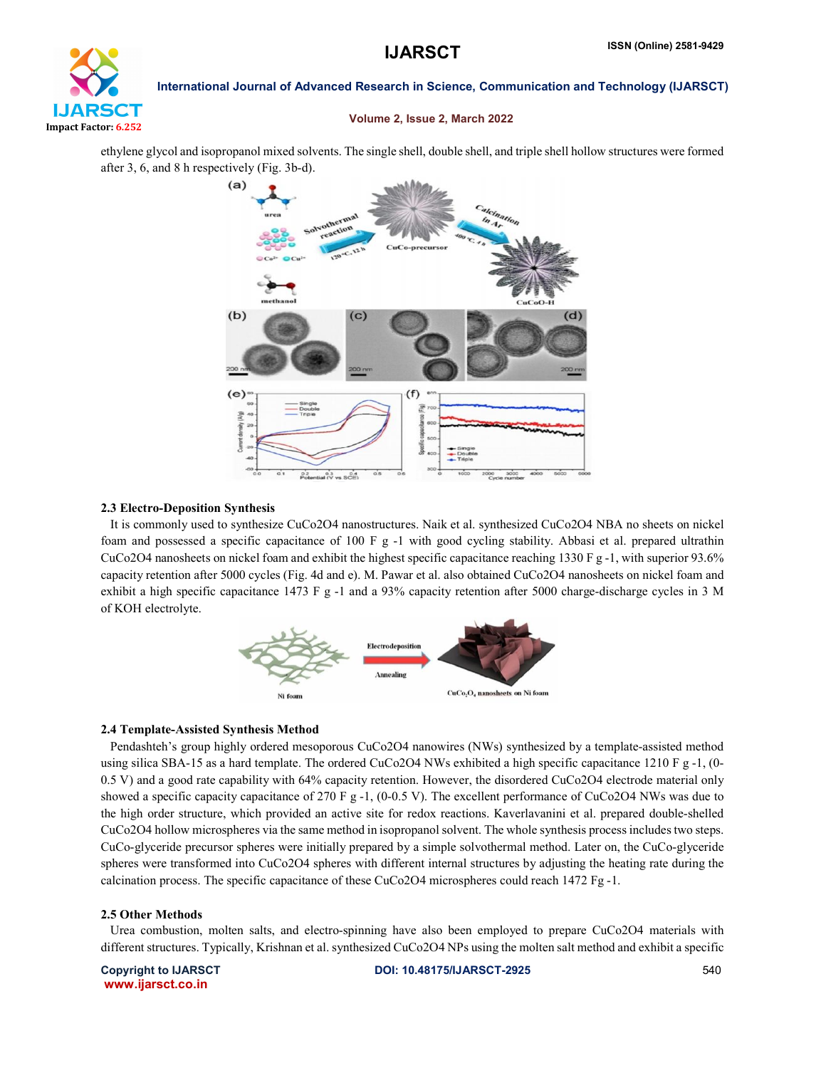ethylene glycol and isopropanol mixed solvents. The single shell, double shell, and triple shell hollow structures were formed after 3, 6, and 8 h respectively (Fig. 3b-d).

### 2.3 Electro-Deposition Synthesis

It is commonly used to synthesize $CuCo_2O_4$ nanostructures. Naik et al. synthesized $CuCo_2O_4$ NBA no sheets on nickel foam and possessed a specific capacitance of 100 F g -1 with good cycling stability. Abbasi et al. prepared ultrathin $CuCo_2O_4$ nanosheets on nickel foam and exhibit the highest specific capacitance reaching 1330 F g -1, with superior 93.6% capacity retention after 5000 cycles (Fig. 4d and e). M. Pawar et al. also obtained $CuCo_2O_4$ nanosheets on nickel foam and exhibit a high specific capacitance 1473 F g -1 and a 93% capacity retention after 5000 charge-discharge cycles in 3 M of KOH electrolyte.

### 2.4 Template-Assisted Synthesis Method

Pendashteh's group highly ordered mesoporous $CuCo_2O_4$ nanowires (NWs) synthesized by a template-assisted method using silica SBA-15 as a hard template. The ordered $CuCo_2O_4$ NWs exhibited a high specific capacitance 1210 F g -1, (0-0.5 V) and a good rate capability with 64% capacity retention. However, the disordered $CuCo_2O_4$ electrode material only showed a specific capacity capacitance of 270 F g -1, (0-0.5 V). The excellent performance of $CuCo_2O_4$ NWs was due to the high order structure, which provided an active site for redox reactions. Kaverlavanini et al. prepared double-shelled $CuCo_2O_4$ hollow microspheres via the same method in isopropanol solvent. The whole synthesis process includes two steps. CuCo-glyceride precursor spheres were initially prepared by a simple solvothermal method. Later on, the CuCo-glyceride spheres were transformed into $CuCo_2O_4$ spheres with different internal structures by adjusting the heating rate during the calcination process. The specific capacitance of these $CuCo_2O_4$ microspheres could reach 1472 Fg -1.

### 2.5 Other Methods

Urea combustion, molten salts, and electro-spinning have also been employed to prepare $CuCo_2O_4$ materials with different structures. Typically, Krishnan et al. synthesized $CuCo_2O_4$ NPs using the molten salt method and exhibit a specific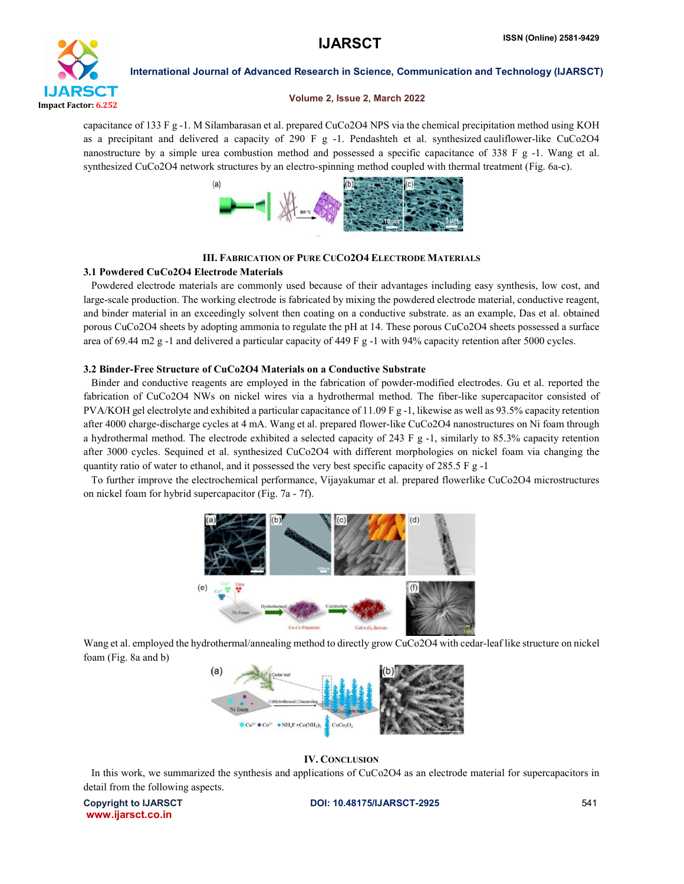capacitance of 133 F g -1. M Silambarasan et al. prepared $CuCo_2O_4$ NPS via the chemical precipitation method using KOH as a precipitant and delivered a capacity of 290 F g -1. Pendashteh et al. synthesized cauliflower-like $CuCo_2O_4$ nanostructure by a simple urea combustion method and possessed a specific capacitance of 338 F g -1. Wang et al. synthesized $CuCo_2O_4$ network structures by an electro-spinning method coupled with thermal treatment (Fig. 6a-c).

## III. Fabrication of Pure $CuCo_2O_4$ Electrode Materials

### 3.1 Powdered $CuCo_2O_4$ Electrode Materials

Powdered electrode materials are commonly used because of their advantages including easy synthesis, low cost, and large-scale production. The working electrode is fabricated by mixing the powdered electrode material, conductive reagent, and binder material in an exceedingly solvent then coating on a conductive substrate. as an example, Das et al. obtained porous $CuCo_2O_4$ sheets by adopting ammonia to regulate the pH at 14. These porous $CuCo_2O_4$ sheets possessed a surface area of 69.44 m2 g -1 and delivered a particular capacity of 449 F g -1 with 94% capacity retention after 5000 cycles.

### 3.2 Binder-Free Structure of $CuCo_2O_4$ Materials on a Conductive Substrate

Binder and conductive reagents are employed in the fabrication of powder-modified electrodes. Gu et al. reported the fabrication of $CuCo_2O_4$ NWs on nickel wires via a hydrothermal method. The fiber-like supercapacitor consisted of PVA/KOH gel electrolyte and exhibited a particular capacitance of 11.09 F g -1, likewise as well as 93.5% capacity retention after 4000 charge-discharge cycles at 4 mA. Wang et al. prepared flower-like $CuCo_2O_4$ nanostructures on Ni foam through a hydrothermal method. The electrode exhibited a selected capacity of 243 F g -1, similarly to 85.3% capacity retention after 3000 cycles. Sequined et al. synthesized $CuCo_2O_4$ with different morphologies on nickel foam via changing the quantity ratio of water to ethanol, and it possessed the very best specific capacity of 285.5 F g -1

To further improve the electrochemical performance, Vijayakumar et al. prepared flowerlike $CuCo_2O_4$ microstructures on nickel foam for hybrid supercapacitor (Fig. 7a - 7f).

Wang et al. employed the hydrothermal/annealing method to directly grow $CuCo_2O_4$ with cedar-leaf like structure on nickel foam (Fig. 8a and b)

## IV. Conclusion

In this work, we summarized the synthesis and applications of $CuCo_2O_4$ as an electrode material for supercapacitors in detail from the following aspects.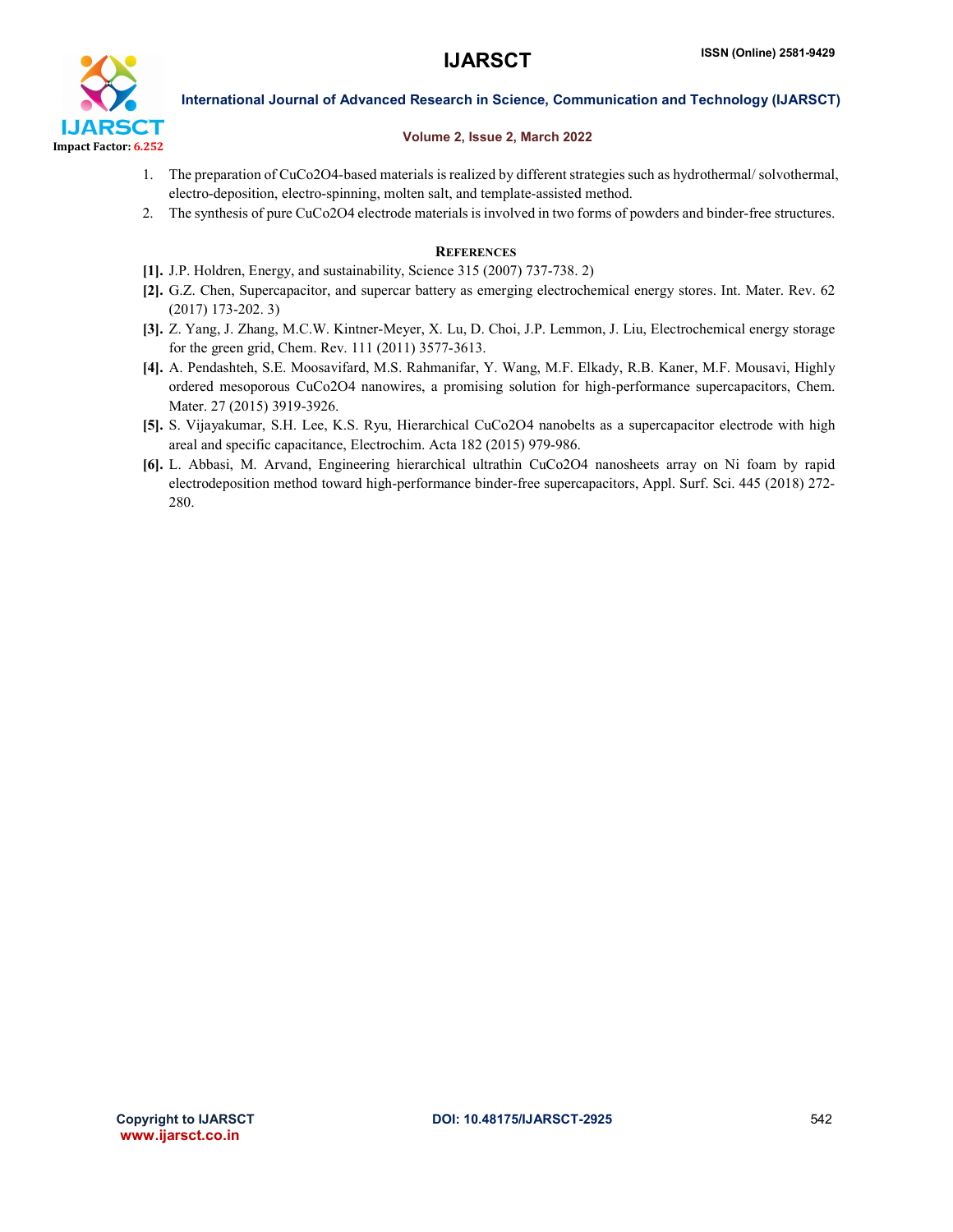1. The preparation of $CuCo_2O_4$-based materials is realized by different strategies such as hydrothermal/ solvothermal, electro-deposition, electro-spinning, molten salt, and template-assisted method.
2. The synthesis of pure $CuCo_2O_4$ electrode materials is involved in two forms of powders and binder-free structures.

## References

**[1].** J.P. Holdren, Energy, and sustainability, Science 315 (2007) 737-738. 2)

**[2].** G.Z. Chen, Supercapacitor, and supercar battery as emerging electrochemical energy stores. Int. Mater. Rev. 62 (2017) 173-202. 3)

**[3].** Z. Yang, J. Zhang, M.C.W. Kintner-Meyer, X. Lu, D. Choi, J.P. Lemmon, J. Liu, Electrochemical energy storage for the green grid, Chem. Rev. 111 (2011) 3577-3613.

**[4].** A. Pendashteh, S.E. Moosavifard, M.S. Rahmanifar, Y. Wang, M.F. Elkady, R.B. Kaner, M.F. Mousavi, Highly ordered mesoporous $CuCo_2O_4$ nanowires, a promising solution for high-performance supercapacitors, Chem. Mater. 27 (2015) 3919-3926.

**[5].** S. Vijayakumar, S.H. Lee, K.S. Ryu, Hierarchical $CuCo_2O_4$ nanobelts as a supercapacitor electrode with high areal and specific capacitance, Electrochim. Acta 182 (2015) 979-986.

**[6].** L. Abbasi, M. Arvand, Engineering hierarchical ultrathin $CuCo_2O_4$ nanosheets array on Ni foam by rapid electrodeposition method toward high-performance binder-free supercapacitors, Appl. Surf. Sci. 445 (2018) 272-280.